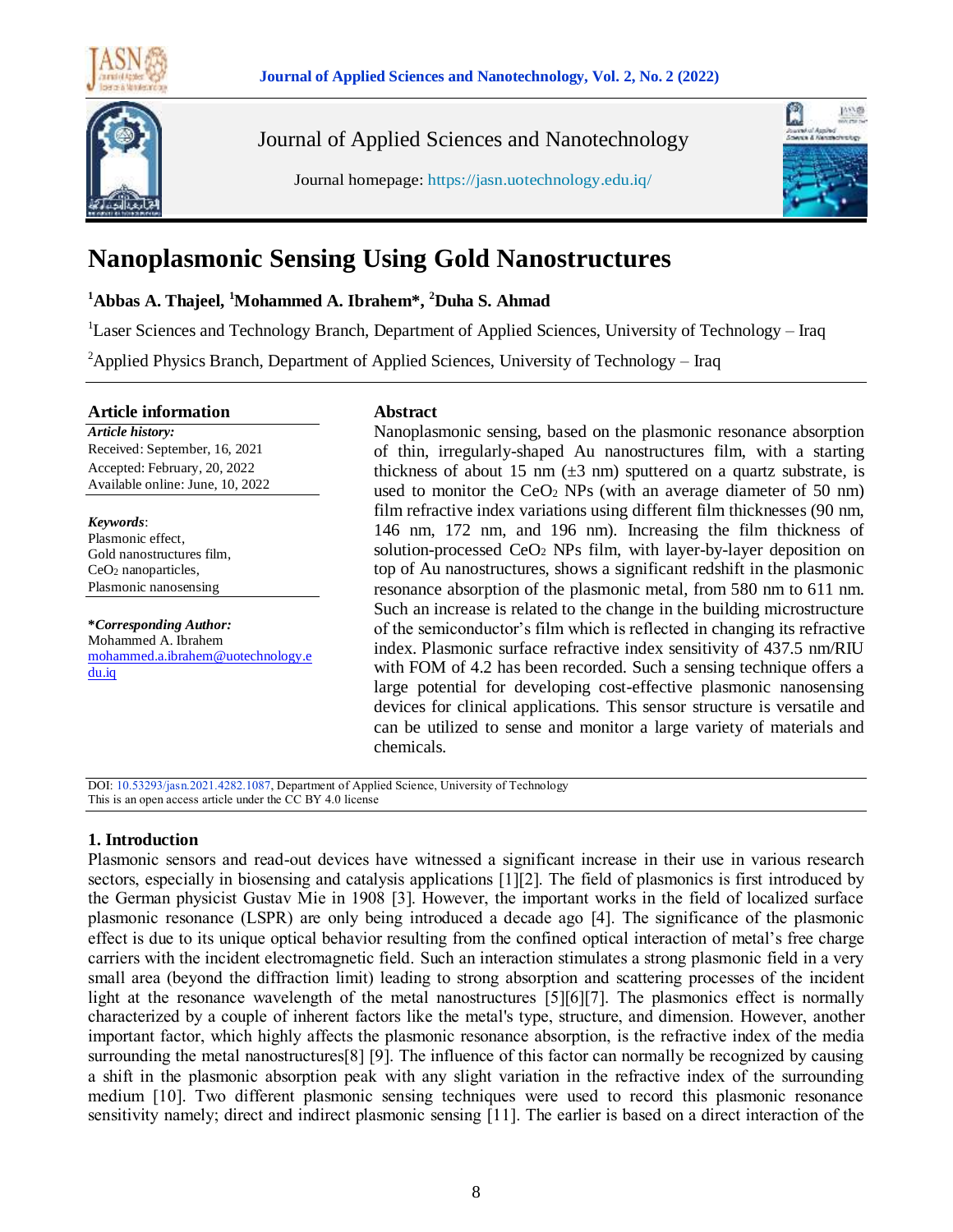Journal of Applied Sciences and Nanotechnology

Journal homepage: https://jasn.uotechnology.edu.iq/

# Nanoplasmonic Sensing Using Gold Nanostructures

[1]Abbas A. Thajeel, [1]Mohammed A. Ibrahem*, [2]Duha S. Ahmad

[1]Laser Sciences and Technology Branch, Department of Applied Sciences, University of Technology – Iraq

[2]Applied Physics Branch, Department of Applied Sciences, University of Technology – Iraq

## Article information

***Article history:***
Received: September, 16, 2021
Accepted: February, 20, 2022
Available online: June, 10, 2022

***Keywords***:
Plasmonic effect,
Gold nanostructures film,
$CeO_2$ nanoparticles,
Plasmonic nanosensing

***\*Corresponding Author:***
Mohammed A. Ibrahem
mohammed.a.ibrahem@uotechnology.edu.iq

## Abstract

Nanoplasmonic sensing, based on the plasmonic resonance absorption of thin, irregularly-shaped Au nanostructures film, with a starting thickness of about 15 nm (±3 nm) sputtered on a quartz substrate, is used to monitor the $CeO_2$ NPs (with an average diameter of 50 nm) film refractive index variations using different film thicknesses (90 nm, 146 nm, 172 nm, and 196 nm). Increasing the film thickness of solution-processed $CeO_2$ NPs film, with layer-by-layer deposition on top of Au nanostructures, shows a significant redshift in the plasmonic resonance absorption of the plasmonic metal, from 580 nm to 611 nm. Such an increase is related to the change in the building microstructure of the semiconductor's film which is reflected in changing its refractive index. Plasmonic surface refractive index sensitivity of 437.5 nm/RIU with FOM of 4.2 has been recorded. Such a sensing technique offers a large potential for developing cost-effective plasmonic nanosensing devices for clinical applications. This sensor structure is versatile and can be utilized to sense and monitor a large variety of materials and chemicals.

DOI: 10.53293/jasn.2021.4282.1087, Department of Applied Science, University of Technology
This is an open access article under the CC BY 4.0 license

## 1. Introduction

Plasmonic sensors and read-out devices have witnessed a significant increase in their use in various research sectors, especially in biosensing and catalysis applications [1][2]. The field of plasmonics is first introduced by the German physicist Gustav Mie in 1908 [3]. However, the important works in the field of localized surface plasmonic resonance (LSPR) are only being introduced a decade ago [4]. The significance of the plasmonic effect is due to its unique optical behavior resulting from the confined optical interaction of metal's free charge carriers with the incident electromagnetic field. Such an interaction stimulates a strong plasmonic field in a very small area (beyond the diffraction limit) leading to strong absorption and scattering processes of the incident light at the resonance wavelength of the metal nanostructures [5][6][7]. The plasmonics effect is normally characterized by a couple of inherent factors like the metal's type, structure, and dimension. However, another important factor, which highly affects the plasmonic resonance absorption, is the refractive index of the media surrounding the metal nanostructures[8] [9]. The influence of this factor can normally be recognized by causing a shift in the plasmonic absorption peak with any slight variation in the refractive index of the surrounding medium [10]. Two different plasmonic sensing techniques were used to record this plasmonic resonance sensitivity namely; direct and indirect plasmonic sensing [11]. The earlier is based on a direct interaction of the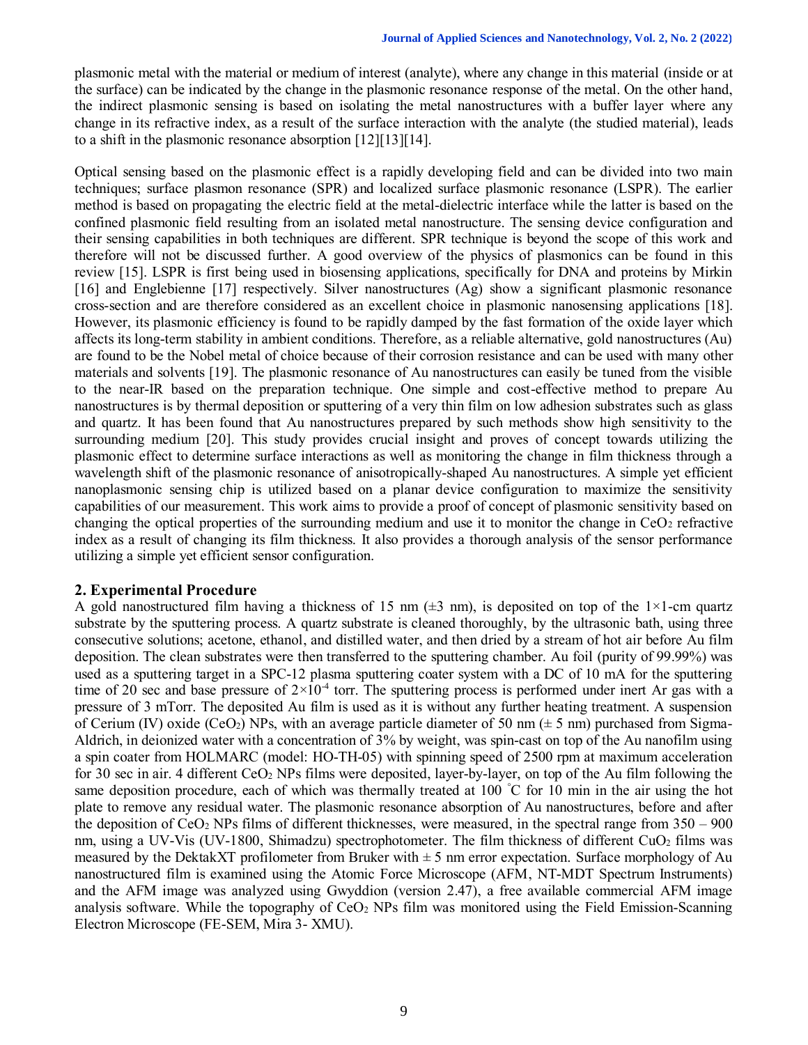plasmonic metal with the material or medium of interest (analyte), where any change in this material (inside or at the surface) can be indicated by the change in the plasmonic resonance response of the metal. On the other hand, the indirect plasmonic sensing is based on isolating the metal nanostructures with a buffer layer where any change in its refractive index, as a result of the surface interaction with the analyte (the studied material), leads to a shift in the plasmonic resonance absorption [12][13][14].

Optical sensing based on the plasmonic effect is a rapidly developing field and can be divided into two main techniques; surface plasmon resonance (SPR) and localized surface plasmonic resonance (LSPR). The earlier method is based on propagating the electric field at the metal-dielectric interface while the latter is based on the confined plasmonic field resulting from an isolated metal nanostructure. The sensing device configuration and their sensing capabilities in both techniques are different. SPR technique is beyond the scope of this work and therefore will not be discussed further. A good overview of the physics of plasmonics can be found in this review [15]. LSPR is first being used in biosensing applications, specifically for DNA and proteins by Mirkin [16] and Englebienne [17] respectively. Silver nanostructures (Ag) show a significant plasmonic resonance cross-section and are therefore considered as an excellent choice in plasmonic nanosensing applications [18]. However, its plasmonic efficiency is found to be rapidly damped by the fast formation of the oxide layer which affects its long-term stability in ambient conditions. Therefore, as a reliable alternative, gold nanostructures (Au) are found to be the Nobel metal of choice because of their corrosion resistance and can be used with many other materials and solvents [19]. The plasmonic resonance of Au nanostructures can easily be tuned from the visible to the near-IR based on the preparation technique. One simple and cost-effective method to prepare Au nanostructures is by thermal deposition or sputtering of a very thin film on low adhesion substrates such as glass and quartz. It has been found that Au nanostructures prepared by such methods show high sensitivity to the surrounding medium [20]. This study provides crucial insight and proves of concept towards utilizing the plasmonic effect to determine surface interactions as well as monitoring the change in film thickness through a wavelength shift of the plasmonic resonance of anisotropically-shaped Au nanostructures. A simple yet efficient nanoplasmonic sensing chip is utilized based on a planar device configuration to maximize the sensitivity capabilities of our measurement. This work aims to provide a proof of concept of plasmonic sensitivity based on changing the optical properties of the surrounding medium and use it to monitor the change in $CeO_2$ refractive index as a result of changing its film thickness. It also provides a thorough analysis of the sensor performance utilizing a simple yet efficient sensor configuration.

## 2. Experimental Procedure

A gold nanostructured film having a thickness of 15 nm (±3 nm), is deposited on top of the 1×1-cm quartz substrate by the sputtering process. A quartz substrate is cleaned thoroughly, by the ultrasonic bath, using three consecutive solutions; acetone, ethanol, and distilled water, and then dried by a stream of hot air before Au film deposition. The clean substrates were then transferred to the sputtering chamber. Au foil (purity of 99.99%) was used as a sputtering target in a SPC-12 plasma sputtering coater system with a DC of 10 mA for the sputtering time of 20 sec and base pressure of $2\times10^{-4}$ torr. The sputtering process is performed under inert Ar gas with a pressure of 3 mTorr. The deposited Au film is used as it is without any further heating treatment. A suspension of Cerium (IV) oxide ($CeO_2$) NPs, with an average particle diameter of 50 nm (± 5 nm) purchased from Sigma-Aldrich, in deionized water with a concentration of 3% by weight, was spin-cast on top of the Au nanofilm using a spin coater from HOLMARC (model: HO-TH-05) with spinning speed of 2500 rpm at maximum acceleration for 30 sec in air. 4 different $CeO_2$ NPs films were deposited, layer-by-layer, on top of the Au film following the same deposition procedure, each of which was thermally treated at 100 °C for 10 min in the air using the hot plate to remove any residual water. The plasmonic resonance absorption of Au nanostructures, before and after the deposition of $CeO_2$ NPs films of different thicknesses, were measured, in the spectral range from 350 – 900 nm, using a UV-Vis (UV-1800, Shimadzu) spectrophotometer. The film thickness of different $CuO_2$ films was measured by the DektakXT profilometer from Bruker with ± 5 nm error expectation. Surface morphology of Au nanostructured film is examined using the Atomic Force Microscope (AFM, NT-MDT Spectrum Instruments) and the AFM image was analyzed using Gwyddion (version 2.47), a free available commercial AFM image analysis software. While the topography of $CeO_2$ NPs film was monitored using the Field Emission-Scanning Electron Microscope (FE-SEM, Mira 3- XMU).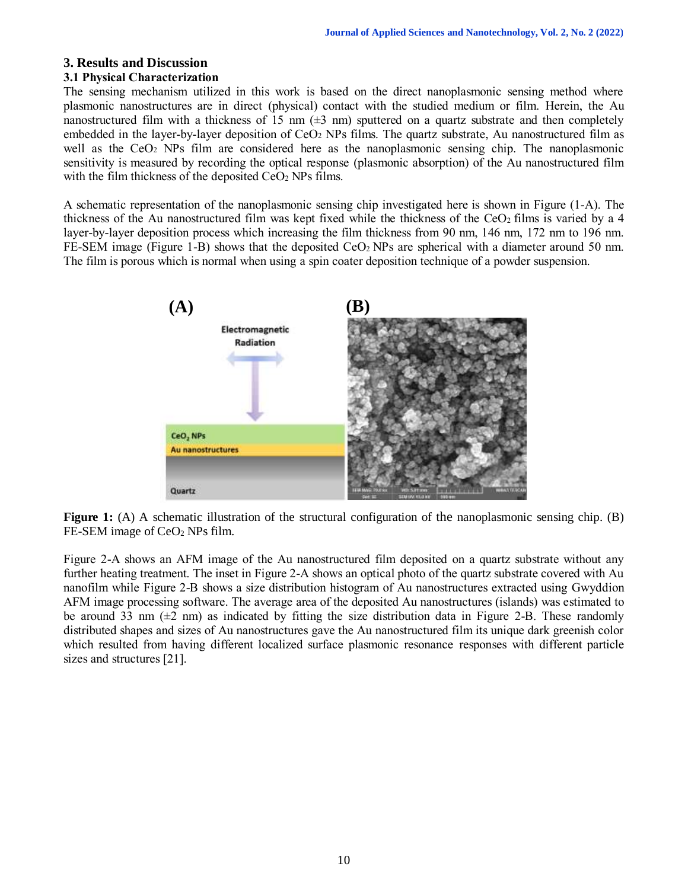## 3. Results and Discussion

### 3.1 Physical Characterization

The sensing mechanism utilized in this work is based on the direct nanoplasmonic sensing method where plasmonic nanostructures are in direct (physical) contact with the studied medium or film. Herein, the Au nanostructured film with a thickness of 15 nm (±3 nm) sputtered on a quartz substrate and then completely embedded in the layer-by-layer deposition of $CeO_2$ NPs films. The quartz substrate, Au nanostructured film as well as the $CeO_2$ NPs film are considered here as the nanoplasmonic sensing chip. The nanoplasmonic sensitivity is measured by recording the optical response (plasmonic absorption) of the Au nanostructured film with the film thickness of the deposited $CeO_2$ NPs films.

A schematic representation of the nanoplasmonic sensing chip investigated here is shown in Figure (1-A). The thickness of the Au nanostructured film was kept fixed while the thickness of the $CeO_2$ films is varied by a 4 layer-by-layer deposition process which increasing the film thickness from 90 nm, 146 nm, 172 nm to 196 nm. FE-SEM image (Figure 1-B) shows that the deposited $CeO_2$ NPs are spherical with a diameter around 50 nm. The film is porous which is normal when using a spin coater deposition technique of a powder suspension.

**Figure 1:** (A) A schematic illustration of the structural configuration of the nanoplasmonic sensing chip. (B) FE-SEM image of $CeO_2$ NPs film.

Figure 2-A shows an AFM image of the Au nanostructured film deposited on a quartz substrate without any further heating treatment. The inset in Figure 2-A shows an optical photo of the quartz substrate covered with Au nanofilm while Figure 2-B shows a size distribution histogram of Au nanostructures extracted using Gwyddion AFM image processing software. The average area of the deposited Au nanostructures (islands) was estimated to be around 33 nm (±2 nm) as indicated by fitting the size distribution data in Figure 2-B. These randomly distributed shapes and sizes of Au nanostructures gave the Au nanostructured film its unique dark greenish color which resulted from having different localized surface plasmonic resonance responses with different particle sizes and structures [21].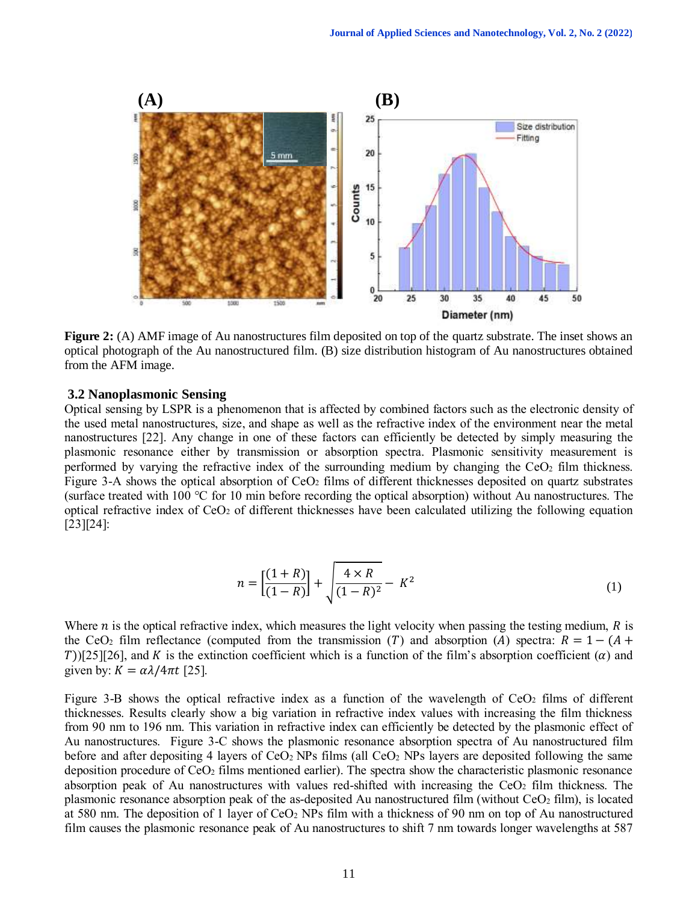Figure 2: (A) AMF image of Au nanostructures film deposited on top of the quartz substrate. The inset shows an optical photograph of the Au nanostructured film. (B) size distribution histogram of Au nanostructures obtained from the AFM image.

### 3.2 Nanoplasmonic Sensing

Optical sensing by LSPR is a phenomenon that is affected by combined factors such as the electronic density of the used metal nanostructures, size, and shape as well as the refractive index of the environment near the metal nanostructures [22]. Any change in one of these factors can efficiently be detected by simply measuring the plasmonic resonance either by transmission or absorption spectra. Plasmonic sensitivity measurement is performed by varying the refractive index of the surrounding medium by changing the $CeO_2$ film thickness. Figure 3-A shows the optical absorption of $CeO_2$ films of different thicknesses deposited on quartz substrates (surface treated with 100 °C for 10 min before recording the optical absorption) without Au nanostructures. The optical refractive index of $CeO_2$ of different thicknesses have been calculated utilizing the following equation [23][24]:

$$n = \left[\frac{(1+R)}{(1-R)}\right] + \sqrt{\frac{4 \times R}{(1-R)^2} - K^2} \tag{1}$$

Where $n$ is the optical refractive index, which measures the light velocity when passing the testing medium, $R$ is the $CeO_2$ film reflectance (computed from the transmission ($T$) and absorption ($A$) spectra: $R = 1 - (A + T)$)[25][26], and $K$ is the extinction coefficient which is a function of the film's absorption coefficient ($\alpha$) and given by: $K = \alpha\lambda/4\pi t$ [25].

Figure 3-B shows the optical refractive index as a function of the wavelength of $CeO_2$ films of different thicknesses. Results clearly show a big variation in refractive index values with increasing the film thickness from 90 nm to 196 nm. This variation in refractive index can efficiently be detected by the plasmonic effect of Au nanostructures. Figure 3-C shows the plasmonic resonance absorption spectra of Au nanostructured film before and after depositing 4 layers of $CeO_2$ NPs films (all $CeO_2$ NPs layers are deposited following the same deposition procedure of $CeO_2$ films mentioned earlier). The spectra show the characteristic plasmonic resonance absorption peak of Au nanostructures with values red-shifted with increasing the $CeO_2$ film thickness. The plasmonic resonance absorption peak of the as-deposited Au nanostructured film (without $CeO_2$ film), is located at 580 nm. The deposition of 1 layer of $CeO_2$ NPs film with a thickness of 90 nm on top of Au nanostructured film causes the plasmonic resonance peak of Au nanostructures to shift 7 nm towards longer wavelengths at 587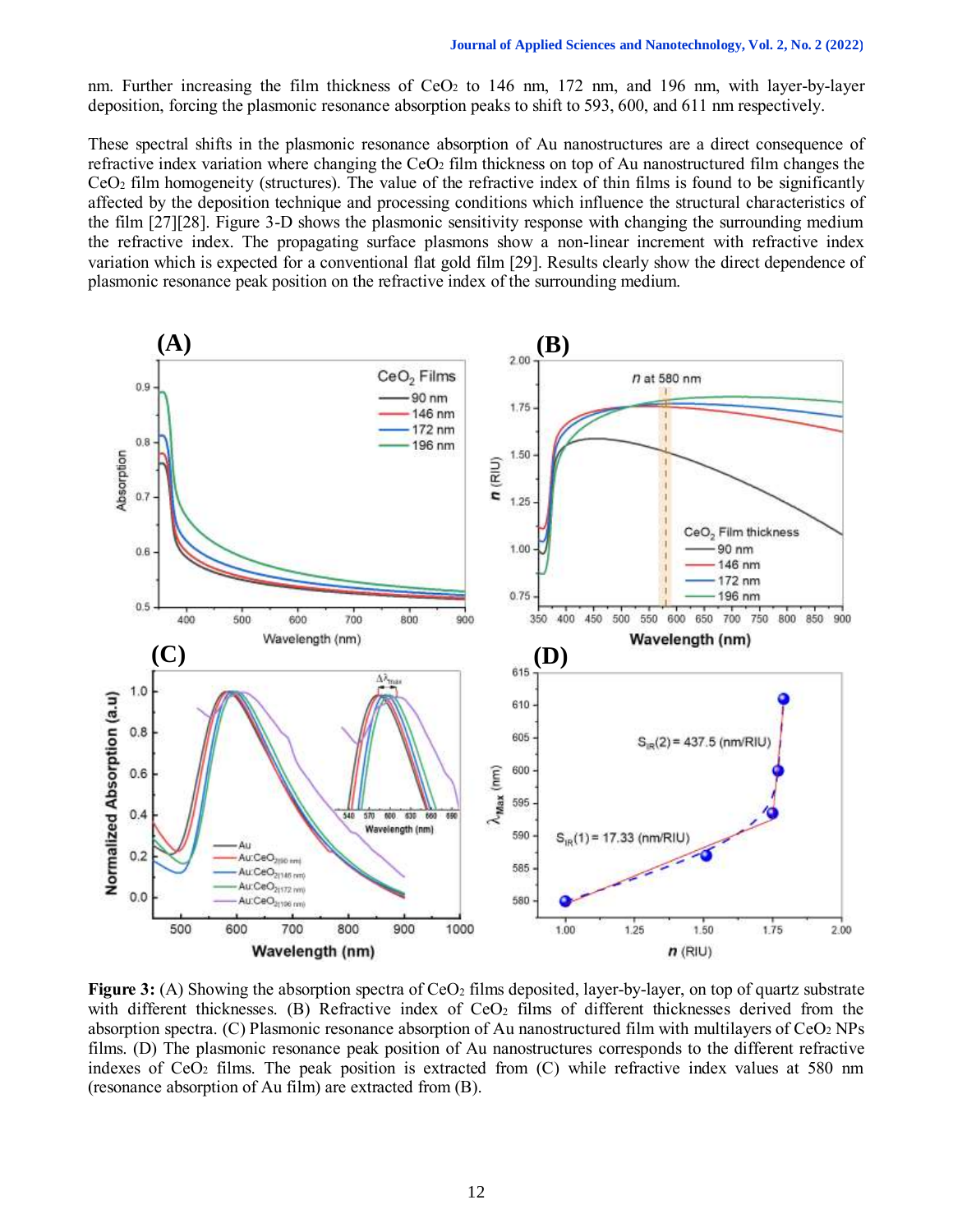nm. Further increasing the film thickness of $CeO_2$ to 146 nm, 172 nm, and 196 nm, with layer-by-layer deposition, forcing the plasmonic resonance absorption peaks to shift to 593, 600, and 611 nm respectively.

These spectral shifts in the plasmonic resonance absorption of Au nanostructures are a direct consequence of refractive index variation where changing the $CeO_2$ film thickness on top of Au nanostructured film changes the $CeO_2$ film homogeneity (structures). The value of the refractive index of thin films is found to be significantly affected by the deposition technique and processing conditions which influence the structural characteristics of the film [27][28]. Figure 3-D shows the plasmonic sensitivity response with changing the surrounding medium the refractive index. The propagating surface plasmons show a non-linear increment with refractive index variation which is expected for a conventional flat gold film [29]. Results clearly show the direct dependence of plasmonic resonance peak position on the refractive index of the surrounding medium.

**Figure 3:** (A) Showing the absorption spectra of $CeO_2$ films deposited, layer-by-layer, on top of quartz substrate with different thicknesses. (B) Refractive index of $CeO_2$ films of different thicknesses derived from the absorption spectra. (C) Plasmonic resonance absorption of Au nanostructured film with multilayers of $CeO_2$ NPs films. (D) The plasmonic resonance peak position of Au nanostructures corresponds to the different refractive indexes of $CeO_2$ films. The peak position is extracted from (C) while refractive index values at 580 nm (resonance absorption of Au film) are extracted from (B).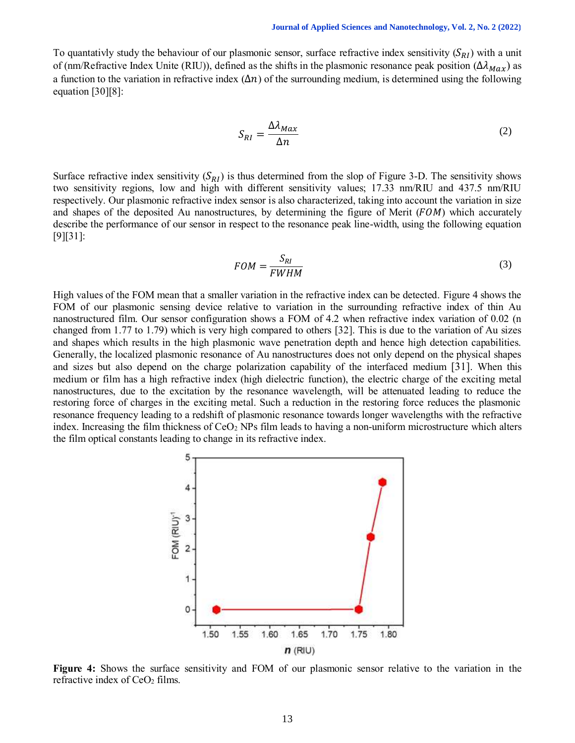To quantativly study the behaviour of our plasmonic sensor, surface refractive index sensitivity ($S_{RI}$) with a unit of (nm/Refractive Index Unite (RIU)), defined as the shifts in the plasmonic resonance peak position ($\Delta\lambda_{Max}$) as a function to the variation in refractive index ($\Delta n$) of the surrounding medium, is determined using the following equation [30][8]:

$$S_{RI} = \frac{\Delta\lambda_{Max}}{\Delta n} \tag{2}$$

Surface refractive index sensitivity ($S_{RI}$) is thus determined from the slop of Figure 3-D. The sensitivity shows two sensitivity regions, low and high with different sensitivity values; 17.33 nm/RIU and 437.5 nm/RIU respectively. Our plasmonic refractive index sensor is also characterized, taking into account the variation in size and shapes of the deposited Au nanostructures, by determining the figure of Merit ($FOM$) which accurately describe the performance of our sensor in respect to the resonance peak line-width, using the following equation [9][31]:

$$FOM = \frac{S_{RI}}{FWHM} \tag{3}$$

High values of the FOM mean that a smaller variation in the refractive index can be detected. Figure 4 shows the FOM of our plasmonic sensing device relative to variation in the surrounding refractive index of thin Au nanostructured film. Our sensor configuration shows a FOM of 4.2 when refractive index variation of 0.02 (n changed from 1.77 to 1.79) which is very high compared to others [32]. This is due to the variation of Au sizes and shapes which results in the high plasmonic wave penetration depth and hence high detection capabilities. Generally, the localized plasmonic resonance of Au nanostructures does not only depend on the physical shapes and sizes but also depend on the charge polarization capability of the interfaced medium [31]. When this medium or film has a high refractive index (high dielectric function), the electric charge of the exciting metal nanostructures, due to the excitation by the resonance wavelength, will be attenuated leading to reduce the restoring force of charges in the exciting metal. Such a reduction in the restoring force reduces the plasmonic resonance frequency leading to a redshift of plasmonic resonance towards longer wavelengths with the refractive index. Increasing the film thickness of $CeO_2$ NPs film leads to having a non-uniform microstructure which alters the film optical constants leading to change in its refractive index.

**Figure 4:** Shows the surface sensitivity and FOM of our plasmonic sensor relative to the variation in the refractive index of $CeO_2$ films.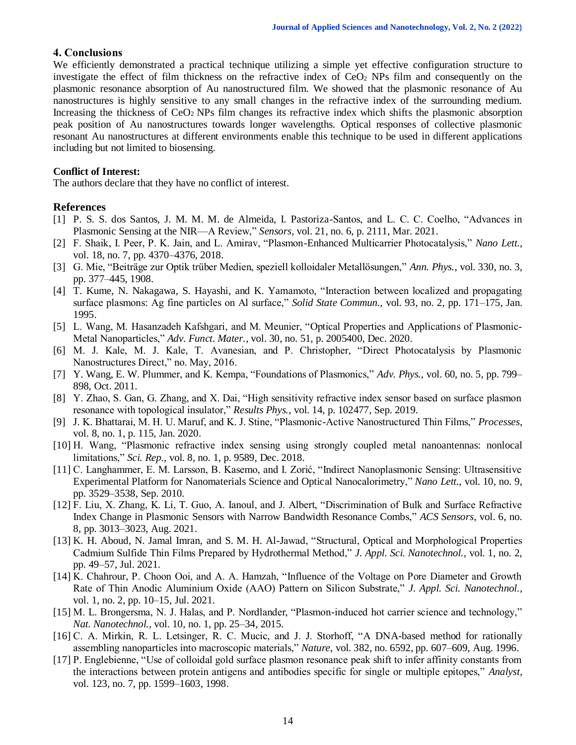## 4. Conclusions

We efficiently demonstrated a practical technique utilizing a simple yet effective configuration structure to investigate the effect of film thickness on the refractive index of $CeO_2$ NPs film and consequently on the plasmonic resonance absorption of Au nanostructured film. We showed that the plasmonic resonance of Au nanostructures is highly sensitive to any small changes in the refractive index of the surrounding medium. Increasing the thickness of $CeO_2$ NPs film changes its refractive index which shifts the plasmonic absorption peak position of Au nanostructures towards longer wavelengths. Optical responses of collective plasmonic resonant Au nanostructures at different environments enable this technique to be used in different applications including but not limited to biosensing.

**Conflict of Interest:**

The authors declare that they have no conflict of interest.

## References

[1] P. S. S. dos Santos, J. M. M. M. de Almeida, I. Pastoriza-Santos, and L. C. C. Coelho, "Advances in Plasmonic Sensing at the NIR—A Review," *Sensors*, vol. 21, no. 6, p. 2111, Mar. 2021.

[2] F. Shaik, I. Peer, P. K. Jain, and L. Amirav, "Plasmon-Enhanced Multicarrier Photocatalysis," *Nano Lett.*, vol. 18, no. 7, pp. 4370–4376, 2018.

[3] G. Mie, "Beiträge zur Optik trüber Medien, speziell kolloidaler Metallösungen," *Ann. Phys.*, vol. 330, no. 3, pp. 377–445, 1908.

[4] T. Kume, N. Nakagawa, S. Hayashi, and K. Yamamoto, "Interaction between localized and propagating surface plasmons: Ag fine particles on Al surface," *Solid State Commun.*, vol. 93, no. 2, pp. 171–175, Jan. 1995.

[5] L. Wang, M. Hasanzadeh Kafshgari, and M. Meunier, "Optical Properties and Applications of Plasmonic-Metal Nanoparticles," *Adv. Funct. Mater.*, vol. 30, no. 51, p. 2005400, Dec. 2020.

[6] M. J. Kale, M. J. Kale, T. Avanesian, and P. Christopher, "Direct Photocatalysis by Plasmonic Nanostructures Direct," no. May, 2016.

[7] Y. Wang, E. W. Plummer, and K. Kempa, "Foundations of Plasmonics," *Adv. Phys.*, vol. 60, no. 5, pp. 799–898, Oct. 2011.

[8] Y. Zhao, S. Gan, G. Zhang, and X. Dai, "High sensitivity refractive index sensor based on surface plasmon resonance with topological insulator," *Results Phys.*, vol. 14, p. 102477, Sep. 2019.

[9] J. K. Bhattarai, M. H. U. Maruf, and K. J. Stine, "Plasmonic-Active Nanostructured Thin Films," *Processes*, vol. 8, no. 1, p. 115, Jan. 2020.

[10] H. Wang, "Plasmonic refractive index sensing using strongly coupled metal nanoantennas: nonlocal limitations," *Sci. Rep.*, vol. 8, no. 1, p. 9589, Dec. 2018.

[11] C. Langhammer, E. M. Larsson, B. Kasemo, and I. Zorić, "Indirect Nanoplasmonic Sensing: Ultrasensitive Experimental Platform for Nanomaterials Science and Optical Nanocalorimetry," *Nano Lett.*, vol. 10, no. 9, pp. 3529–3538, Sep. 2010.

[12] F. Liu, X. Zhang, K. Li, T. Guo, A. Ianoul, and J. Albert, "Discrimination of Bulk and Surface Refractive Index Change in Plasmonic Sensors with Narrow Bandwidth Resonance Combs," *ACS Sensors*, vol. 6, no. 8, pp. 3013–3023, Aug. 2021.

[13] K. H. Aboud, N. Jamal Imran, and S. M. H. Al-Jawad, "Structural, Optical and Morphological Properties Cadmium Sulfide Thin Films Prepared by Hydrothermal Method," *J. Appl. Sci. Nanotechnol.*, vol. 1, no. 2, pp. 49–57, Jul. 2021.

[14] K. Chahrour, P. Choon Ooi, and A. A. Hamzah, "Influence of the Voltage on Pore Diameter and Growth Rate of Thin Anodic Aluminium Oxide (AAO) Pattern on Silicon Substrate," *J. Appl. Sci. Nanotechnol.*, vol. 1, no. 2, pp. 10–15, Jul. 2021.

[15] M. L. Brongersma, N. J. Halas, and P. Nordlander, "Plasmon-induced hot carrier science and technology," *Nat. Nanotechnol.*, vol. 10, no. 1, pp. 25–34, 2015.

[16] C. A. Mirkin, R. L. Letsinger, R. C. Mucic, and J. J. Storhoff, "A DNA-based method for rationally assembling nanoparticles into macroscopic materials," *Nature*, vol. 382, no. 6592, pp. 607–609, Aug. 1996.

[17] P. Englebienne, "Use of colloidal gold surface plasmon resonance peak shift to infer affinity constants from the interactions between protein antigens and antibodies specific for single or multiple epitopes," *Analyst*, vol. 123, no. 7, pp. 1599–1603, 1998.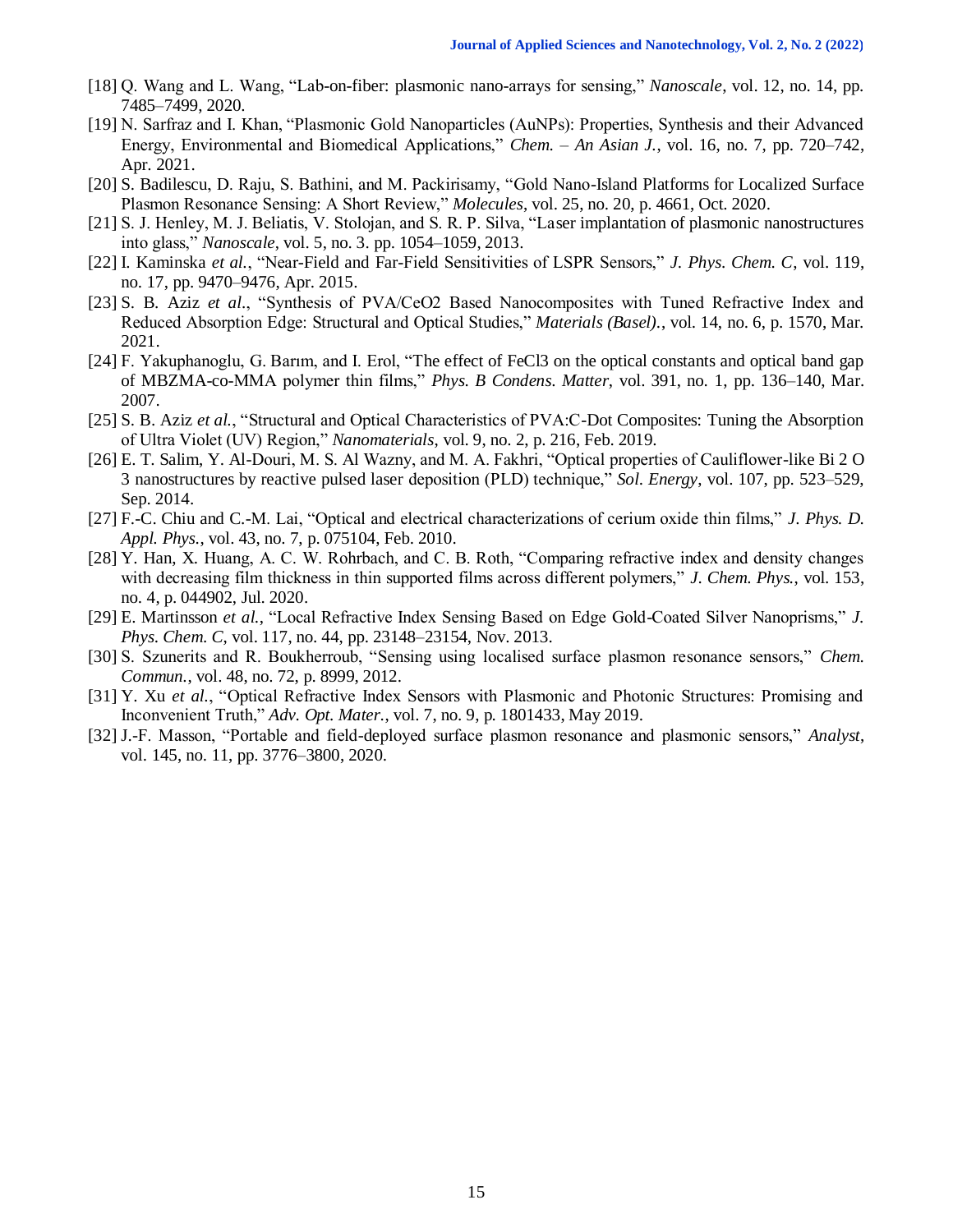[18] Q. Wang and L. Wang, “Lab-on-fiber: plasmonic nano-arrays for sensing,” *Nanoscale*, vol. 12, no. 14, pp. 7485–7499, 2020.

[19] N. Sarfraz and I. Khan, “Plasmonic Gold Nanoparticles (AuNPs): Properties, Synthesis and their Advanced Energy, Environmental and Biomedical Applications,” *Chem. – An Asian J.*, vol. 16, no. 7, pp. 720–742, Apr. 2021.

[20] S. Badilescu, D. Raju, S. Bathini, and M. Packirisamy, “Gold Nano-Island Platforms for Localized Surface Plasmon Resonance Sensing: A Short Review,” *Molecules*, vol. 25, no. 20, p. 4661, Oct. 2020.

[21] S. J. Henley, M. J. Beliatis, V. Stolojan, and S. R. P. Silva, “Laser implantation of plasmonic nanostructures into glass,” *Nanoscale*, vol. 5, no. 3. pp. 1054–1059, 2013.

[22] I. Kaminska *et al.*, “Near-Field and Far-Field Sensitivities of LSPR Sensors,” *J. Phys. Chem. C*, vol. 119, no. 17, pp. 9470–9476, Apr. 2015.

[23] S. B. Aziz *et al.*, “Synthesis of PVA/CeO2 Based Nanocomposites with Tuned Refractive Index and Reduced Absorption Edge: Structural and Optical Studies,” *Materials (Basel).*, vol. 14, no. 6, p. 1570, Mar. 2021.

[24] F. Yakuphanoglu, G. Barım, and I. Erol, “The effect of FeCl3 on the optical constants and optical band gap of MBZMA-co-MMA polymer thin films,” *Phys. B Condens. Matter*, vol. 391, no. 1, pp. 136–140, Mar. 2007.

[25] S. B. Aziz *et al.*, “Structural and Optical Characteristics of PVA:C-Dot Composites: Tuning the Absorption of Ultra Violet (UV) Region,” *Nanomaterials*, vol. 9, no. 2, p. 216, Feb. 2019.

[26] E. T. Salim, Y. Al-Douri, M. S. Al Wazny, and M. A. Fakhri, “Optical properties of Cauliflower-like Bi 2 O 3 nanostructures by reactive pulsed laser deposition (PLD) technique,” *Sol. Energy*, vol. 107, pp. 523–529, Sep. 2014.

[27] F.-C. Chiu and C.-M. Lai, “Optical and electrical characterizations of cerium oxide thin films,” *J. Phys. D. Appl. Phys.*, vol. 43, no. 7, p. 075104, Feb. 2010.

[28] Y. Han, X. Huang, A. C. W. Rohrbach, and C. B. Roth, “Comparing refractive index and density changes with decreasing film thickness in thin supported films across different polymers,” *J. Chem. Phys.*, vol. 153, no. 4, p. 044902, Jul. 2020.

[29] E. Martinsson *et al.*, “Local Refractive Index Sensing Based on Edge Gold-Coated Silver Nanoprisms,” *J. Phys. Chem. C*, vol. 117, no. 44, pp. 23148–23154, Nov. 2013.

[30] S. Szunerits and R. Boukherroub, “Sensing using localised surface plasmon resonance sensors,” *Chem. Commun.*, vol. 48, no. 72, p. 8999, 2012.

[31] Y. Xu *et al.*, “Optical Refractive Index Sensors with Plasmonic and Photonic Structures: Promising and Inconvenient Truth,” *Adv. Opt. Mater.*, vol. 7, no. 9, p. 1801433, May 2019.

[32] J.-F. Masson, “Portable and field-deployed surface plasmon resonance and plasmonic sensors,” *Analyst*, vol. 145, no. 11, pp. 3776–3800, 2020.